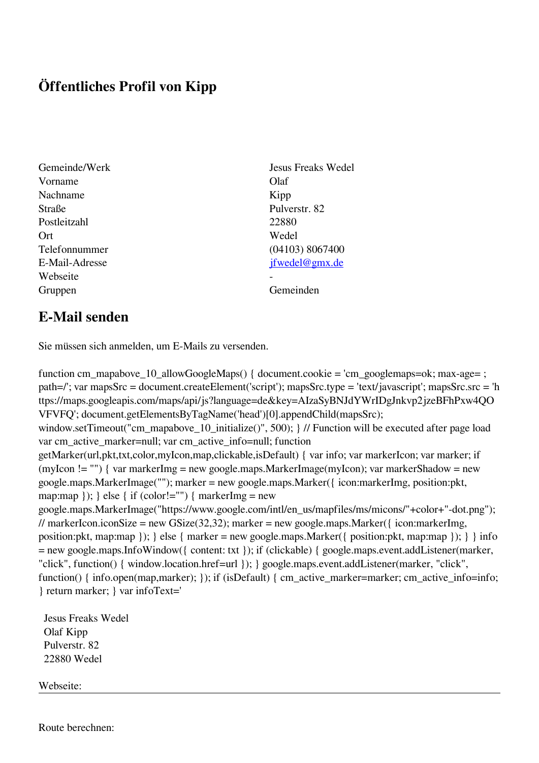# Öffentliches Profil von Kipp

| | |
|---|---|
| Gemeinde/Werk | Jesus Freaks Wedel |
| Vorname | Olaf |
| Nachname | Kipp |
| Straße | Pulverstr. 82 |
| Postleitzahl | 22880 |
| Ort | Wedel |
| Telefonnummer | (04103) 8067400 |
| E-Mail-Adresse | jfwedel@gmx.de |
| Webseite | - |
| Gruppen | Gemeinden |

## E-Mail senden

Sie müssen sich anmelden, um E-Mails zu versenden.

```
function cm_mapabove_10_allowGoogleMaps() { document.cookie = 'cm_googlemaps=ok; max-age= ; path=/'; var mapsSrc = document.createElement('script'); mapsSrc.type = 'text/javascript'; mapsSrc.src = 'https://maps.googleapis.com/maps/api/js?language=de&key=AIzaSyBNJdYWrIDgJnkvp2jzeBFhPxw4QOVFVFQ'; document.getElementsByTagName('head')[0].appendChild(mapsSrc); window.setTimeout("cm_mapabove_10_initialize()", 500); } // Function will be executed after page load var cm_active_marker=null; var cm_active_info=null; function getMarker(url,pkt,txt,color,myIcon,map,clickable,isDefault) { var info; var markerIcon; var marker; if (myIcon != "") { var markerImg = new google.maps.MarkerImage(myIcon); var markerShadow = new google.maps.MarkerImage(""); marker = new google.maps.Marker({ icon:markerImg, position:pkt, map:map }); } else { if (color!="") { markerImg = new google.maps.MarkerImage("https://www.google.com/intl/en_us/mapfiles/ms/micons/"+color+"-dot.png"); // markerIcon.iconSize = new GSize(32,32); marker = new google.maps.Marker({ icon:markerImg, position:pkt, map:map }); } else { marker = new google.maps.Marker({ position:pkt, map:map }); } } info = new google.maps.InfoWindow({ content: txt }); if (clickable) { google.maps.event.addListener(marker, "click", function() { window.location.href=url }); } google.maps.event.addListener(marker, "click", function() { info.open(map,marker); }); if (isDefault) { cm_active_marker=marker; cm_active_info=info; } return marker; } var infoText='
```

Jesus Freaks Wedel
Olaf Kipp
Pulverstr. 82
22880 Wedel

Webseite:

---

Route berechnen: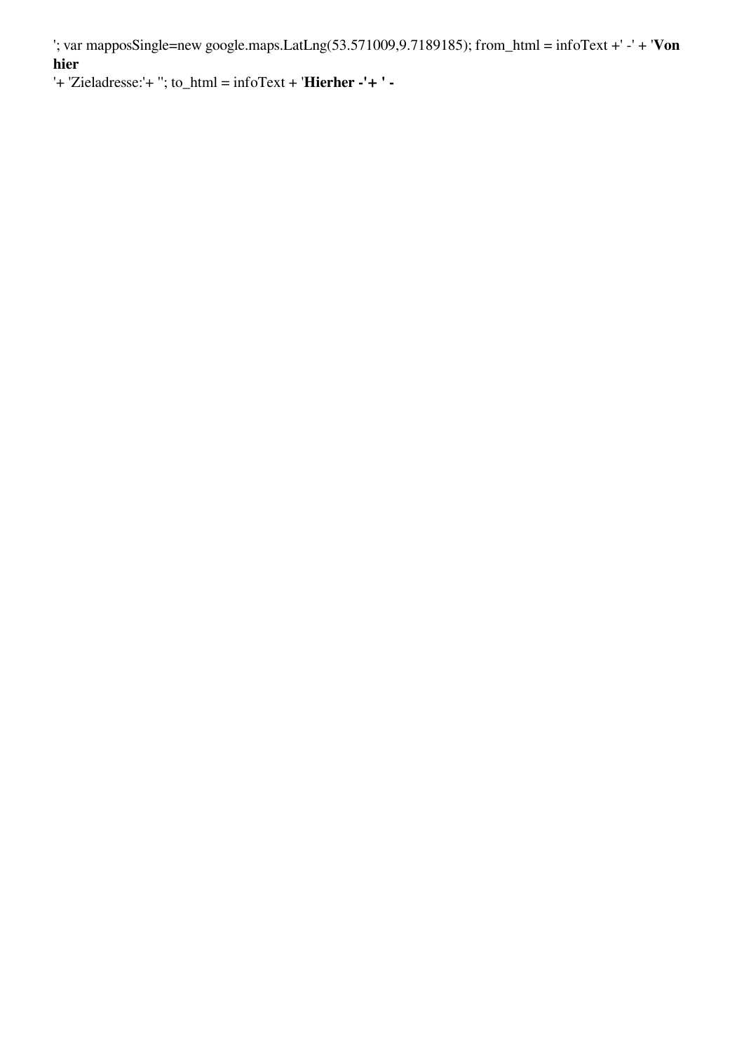'; var mapposSingle=new google.maps.LatLng(53.571009,9.7189185); from_html = infoText +' -' + '**Von hier**

'+ 'Zieladresse:'+ ''; to_html = infoText + '**Hierher -'+ ' -**